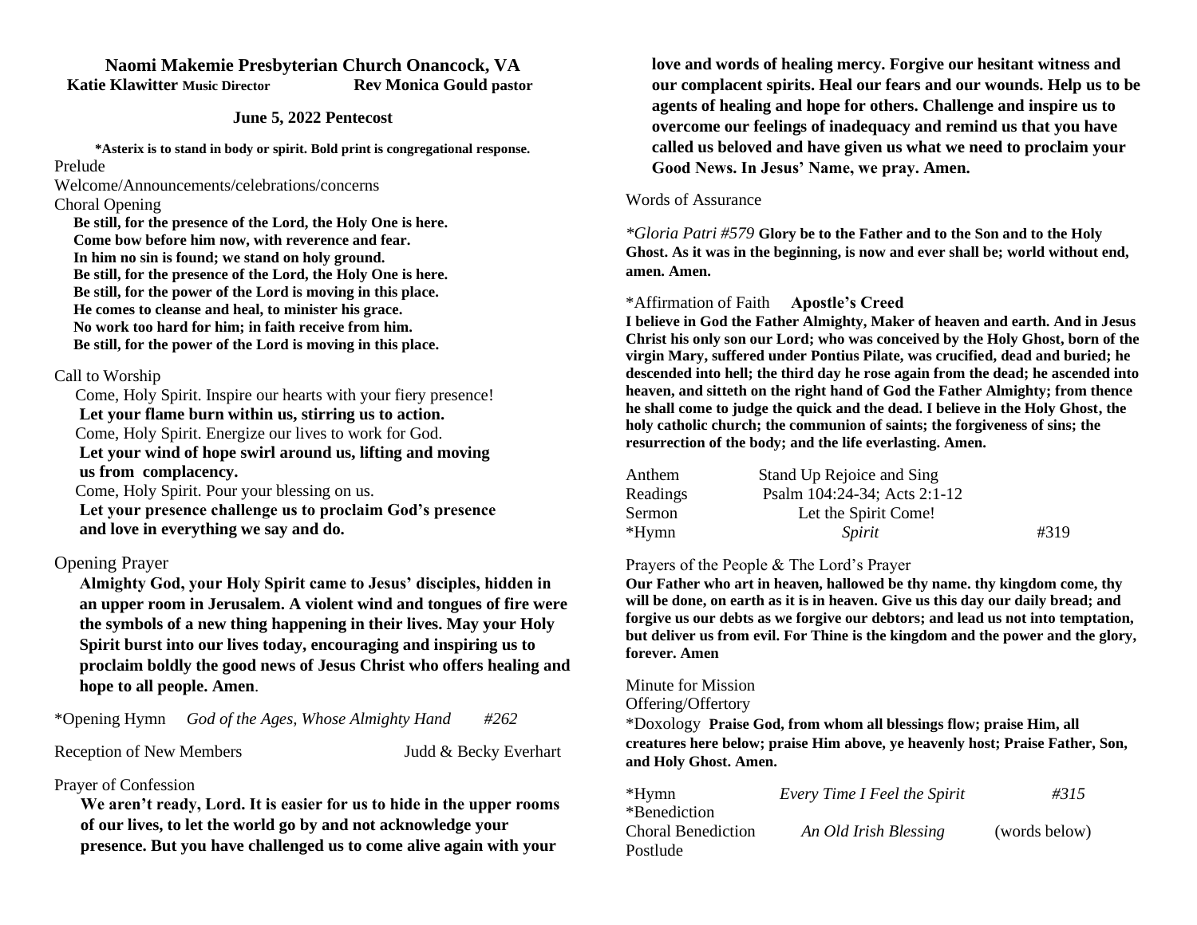# Naomi Makemie Presbyterian Church Onancock, VA

**Katie Klawitter** Music Director **Rev Monica Gould** pastor

**June 5, 2022 Pentecost**

**\*Asterix is to stand in body or spirit. Bold print is congregational response.**

Prelude

Welcome/Announcements/celebrations/concerns

Choral Opening

**Be still, for the presence of the Lord, the Holy One is here.**
**Come bow before him now, with reverence and fear.**
**In him no sin is found; we stand on holy ground.**
**Be still, for the presence of the Lord, the Holy One is here.**
**Be still, for the power of the Lord is moving in this place.**
**He comes to cleanse and heal, to minister his grace.**
**No work too hard for him; in faith receive from him.**
**Be still, for the power of the Lord is moving in this place.**

Call to Worship

Come, Holy Spirit. Inspire our hearts with your fiery presence!
**Let your flame burn within us, stirring us to action.**
Come, Holy Spirit. Energize our lives to work for God.
**Let your wind of hope swirl around us, lifting and moving us from complacency.**
Come, Holy Spirit. Pour your blessing on us.
**Let your presence challenge us to proclaim God's presence and love in everything we say and do.**

Opening Prayer

**Almighty God, your Holy Spirit came to Jesus' disciples, hidden in an upper room in Jerusalem. A violent wind and tongues of fire were the symbols of a new thing happening in their lives. May your Holy Spirit burst into our lives today, encouraging and inspiring us to proclaim boldly the good news of Jesus Christ who offers healing and hope to all people. Amen**.

\*Opening Hymn *God of the Ages, Whose Almighty Hand* *#262*

Reception of New Members Judd & Becky Everhart

Prayer of Confession

**We aren't ready, Lord. It is easier for us to hide in the upper rooms of our lives, to let the world go by and not acknowledge your presence. But you have challenged us to come alive again with your love and words of healing mercy. Forgive our hesitant witness and our complacent spirits. Heal our fears and our wounds. Help us to be agents of healing and hope for others. Challenge and inspire us to overcome our feelings of inadequacy and remind us that you have called us beloved and have given us what we need to proclaim your Good News. In Jesus' Name, we pray. Amen.**

Words of Assurance

*\*Gloria Patri #579* **Glory be to the Father and to the Son and to the Holy Ghost. As it was in the beginning, is now and ever shall be; world without end, amen. Amen.**

\*Affirmation of Faith **Apostle's Creed**

**I believe in God the Father Almighty, Maker of heaven and earth. And in Jesus Christ his only son our Lord; who was conceived by the Holy Ghost, born of the virgin Mary, suffered under Pontius Pilate, was crucified, dead and buried; he descended into hell; the third day he rose again from the dead; he ascended into heaven, and sitteth on the right hand of God the Father Almighty; from thence he shall come to judge the quick and the dead. I believe in the Holy Ghost, the holy catholic church; the communion of saints; the forgiveness of sins; the resurrection of the body; and the life everlasting. Amen.**

Anthem Stand Up Rejoice and Sing
Readings Psalm 104:24-34; Acts 2:1-12
Sermon Let the Spirit Come!
\*Hymn *Spirit* #319

Prayers of the People & The Lord's Prayer

**Our Father who art in heaven, hallowed be thy name. thy kingdom come, thy will be done, on earth as it is in heaven. Give us this day our daily bread; and forgive us our debts as we forgive our debtors; and lead us not into temptation, but deliver us from evil. For Thine is the kingdom and the power and the glory, forever. Amen**

Minute for Mission

Offering/Offertory

\*Doxology **Praise God, from whom all blessings flow; praise Him, all creatures here below; praise Him above, ye heavenly host; Praise Father, Son, and Holy Ghost. Amen.**

\*Hymn *Every Time I Feel the Spirit* *#315*
\*Benediction
Choral Benediction *An Old Irish Blessing* (words below)
Postlude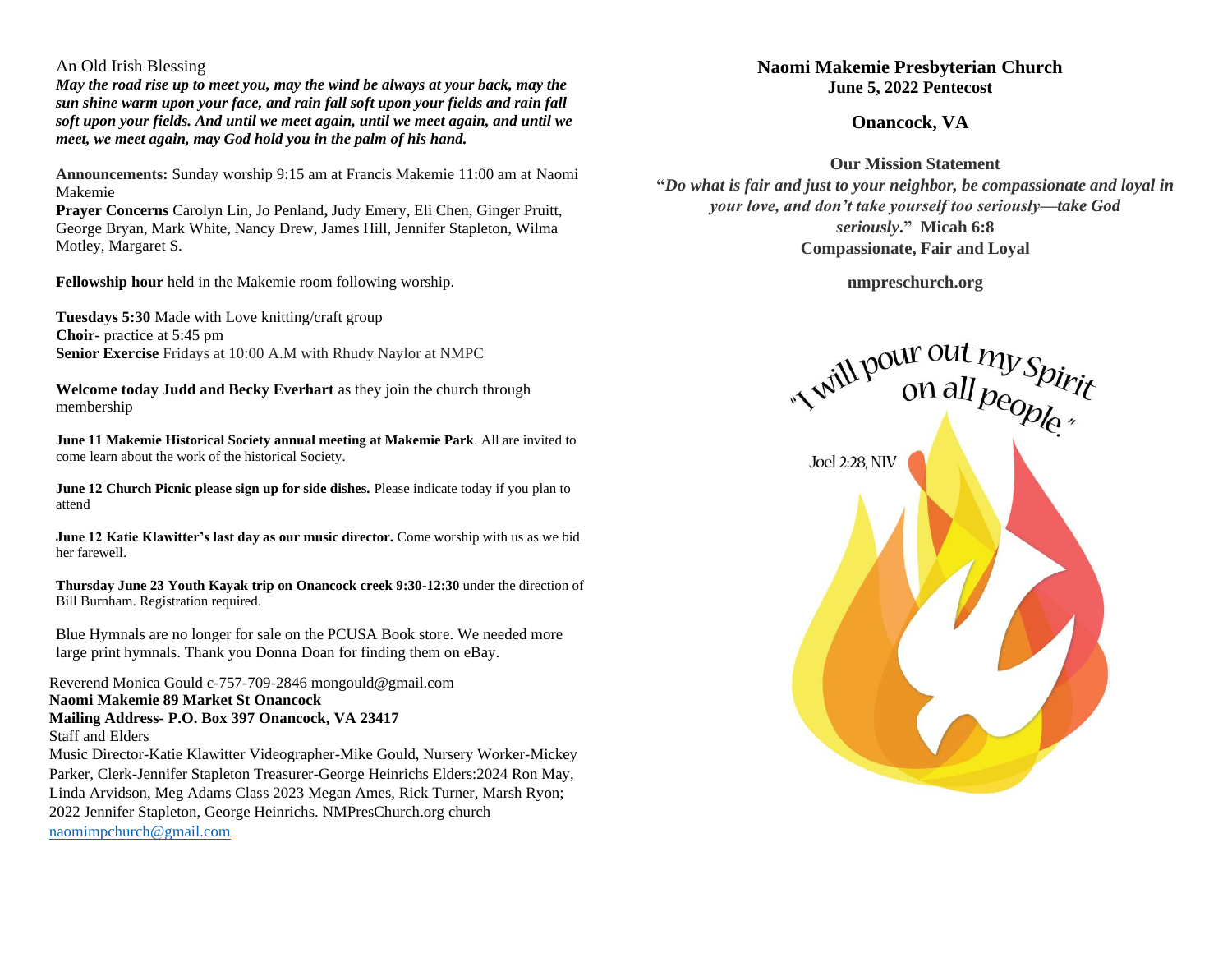An Old Irish Blessing

***May the road rise up to meet you, may the wind be always at your back, may the sun shine warm upon your face, and rain fall soft upon your fields and rain fall soft upon your fields. And until we meet again, until we meet again, and until we meet, we meet again, may God hold you in the palm of his hand.***

**Announcements:** Sunday worship 9:15 am at Francis Makemie 11:00 am at Naomi Makemie

**Prayer Concerns** Carolyn Lin, Jo Penland**,** Judy Emery, Eli Chen, Ginger Pruitt, George Bryan, Mark White, Nancy Drew, James Hill, Jennifer Stapleton, Wilma Motley, Margaret S.

**Fellowship hour** held in the Makemie room following worship.

**Tuesdays 5:30** Made with Love knitting/craft group
**Choir-** practice at 5:45 pm
**Senior Exercise** Fridays at 10:00 A.M with Rhudy Naylor at NMPC

**Welcome today Judd and Becky Everhart** as they join the church through membership

**June 11 Makemie Historical Society annual meeting at Makemie Park**. All are invited to come learn about the work of the historical Society.

**June 12 Church Picnic please sign up for side dishes.** Please indicate today if you plan to attend

**June 12 Katie Klawitter's last day as our music director.** Come worship with us as we bid her farewell.

**Thursday June 23 Youth Kayak trip on Onancock creek 9:30-12:30** under the direction of Bill Burnham. Registration required.

Blue Hymnals are no longer for sale on the PCUSA Book store. We needed more large print hymnals. Thank you Donna Doan for finding them on eBay.

Reverend Monica Gould c-757-709-2846 mongould@gmail.com
**Naomi Makemie 89 Market St Onancock**
**Mailing Address- P.O. Box 397 Onancock, VA 23417**
Staff and Elders
Music Director-Katie Klawitter Videographer-Mike Gould, Nursery Worker-Mickey Parker, Clerk-Jennifer Stapleton Treasurer-George Heinrichs Elders:2024 Ron May, Linda Arvidson, Meg Adams Class 2023 Megan Ames, Rick Turner, Marsh Ryon; 2022 Jennifer Stapleton, George Heinrichs. NMPresChurch.org church
naomimpchurch@gmail.com

**Naomi Makemie Presbyterian Church**
**June 5, 2022 Pentecost**

## Onancock, VA

**Our Mission Statement**

"***Do what is fair and just to your neighbor, be compassionate and loyal in your love, and don't take yourself too seriously—take God seriously*.**" **Micah 6:8**
**Compassionate, Fair and Loyal**

**nmpreschurch.org**

"I will pour out my Spirit on all people."

Joel 2:28, NIV